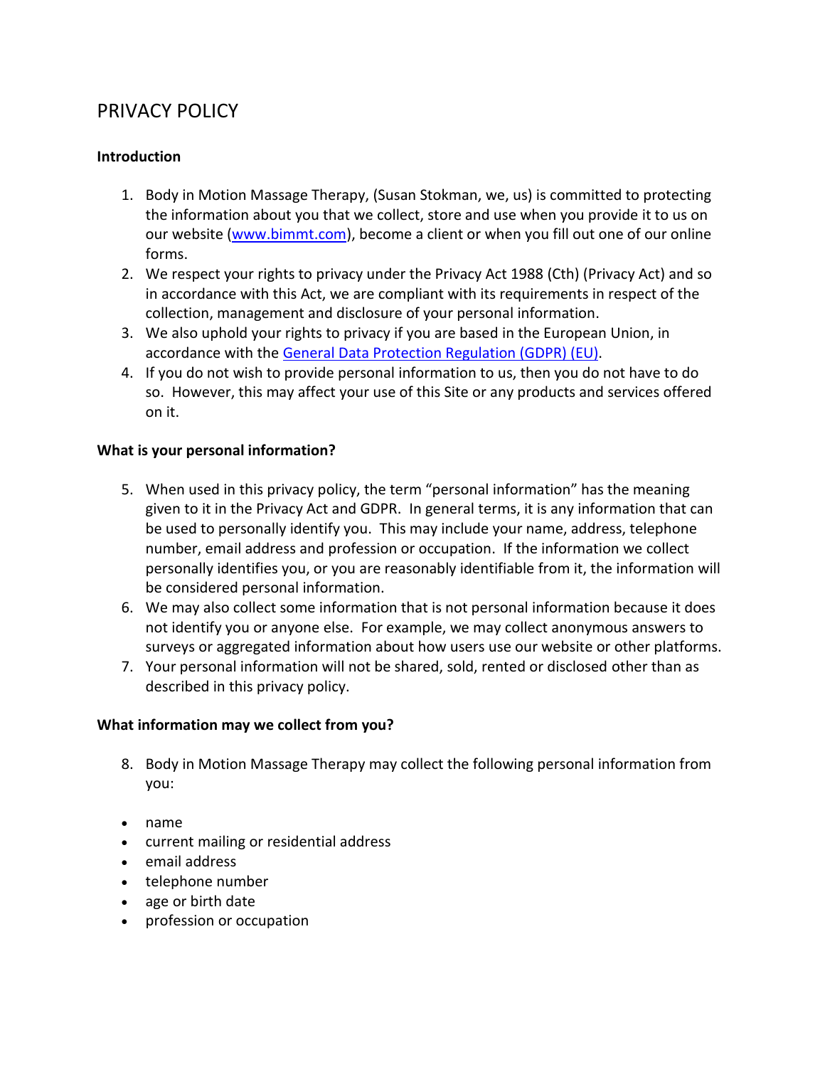# PRIVACY POLICY

**Introduction**

1. Body in Motion Massage Therapy, (Susan Stokman, we, us) is committed to protecting the information about you that we collect, store and use when you provide it to us on our website (www.bimmt.com), become a client or when you fill out one of our online forms.
2. We respect your rights to privacy under the Privacy Act 1988 (Cth) (Privacy Act) and so in accordance with this Act, we are compliant with its requirements in respect of the collection, management and disclosure of your personal information.
3. We also uphold your rights to privacy if you are based in the European Union, in accordance with the General Data Protection Regulation (GDPR) (EU).
4. If you do not wish to provide personal information to us, then you do not have to do so. However, this may affect your use of this Site or any products and services offered on it.

**What is your personal information?**

5. When used in this privacy policy, the term "personal information" has the meaning given to it in the Privacy Act and GDPR. In general terms, it is any information that can be used to personally identify you. This may include your name, address, telephone number, email address and profession or occupation. If the information we collect personally identifies you, or you are reasonably identifiable from it, the information will be considered personal information.
6. We may also collect some information that is not personal information because it does not identify you or anyone else. For example, we may collect anonymous answers to surveys or aggregated information about how users use our website or other platforms.
7. Your personal information will not be shared, sold, rented or disclosed other than as described in this privacy policy.

**What information may we collect from you?**

8. Body in Motion Massage Therapy may collect the following personal information from you:

- name
- current mailing or residential address
- email address
- telephone number
- age or birth date
- profession or occupation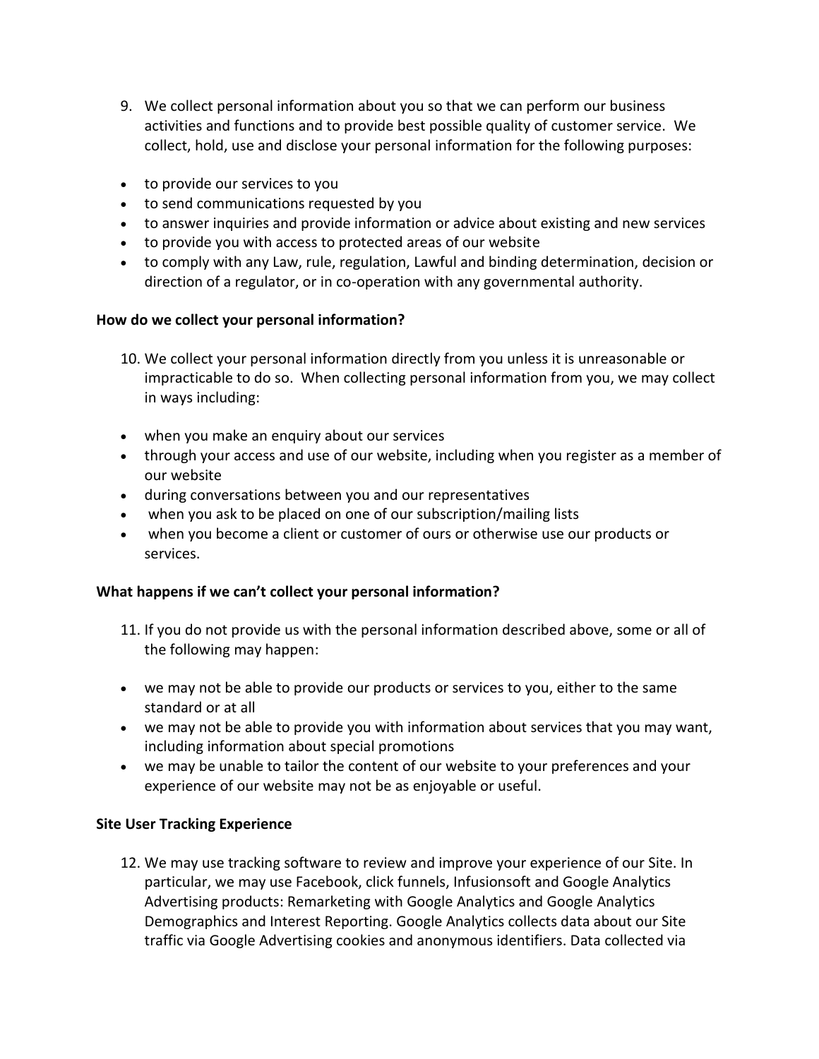9. We collect personal information about you so that we can perform our business activities and functions and to provide best possible quality of customer service. We collect, hold, use and disclose your personal information for the following purposes:

- to provide our services to you
- to send communications requested by you
- to answer inquiries and provide information or advice about existing and new services
- to provide you with access to protected areas of our website
- to comply with any Law, rule, regulation, Lawful and binding determination, decision or direction of a regulator, or in co-operation with any governmental authority.

**How do we collect your personal information?**

10. We collect your personal information directly from you unless it is unreasonable or impracticable to do so. When collecting personal information from you, we may collect in ways including:

- when you make an enquiry about our services
- through your access and use of our website, including when you register as a member of our website
- during conversations between you and our representatives
- when you ask to be placed on one of our subscription/mailing lists
- when you become a client or customer of ours or otherwise use our products or services.

**What happens if we can't collect your personal information?**

11. If you do not provide us with the personal information described above, some or all of the following may happen:

- we may not be able to provide our products or services to you, either to the same standard or at all
- we may not be able to provide you with information about services that you may want, including information about special promotions
- we may be unable to tailor the content of our website to your preferences and your experience of our website may not be as enjoyable or useful.

**Site User Tracking Experience**

12. We may use tracking software to review and improve your experience of our Site. In particular, we may use Facebook, click funnels, Infusionsoft and Google Analytics Advertising products: Remarketing with Google Analytics and Google Analytics Demographics and Interest Reporting. Google Analytics collects data about our Site traffic via Google Advertising cookies and anonymous identifiers. Data collected via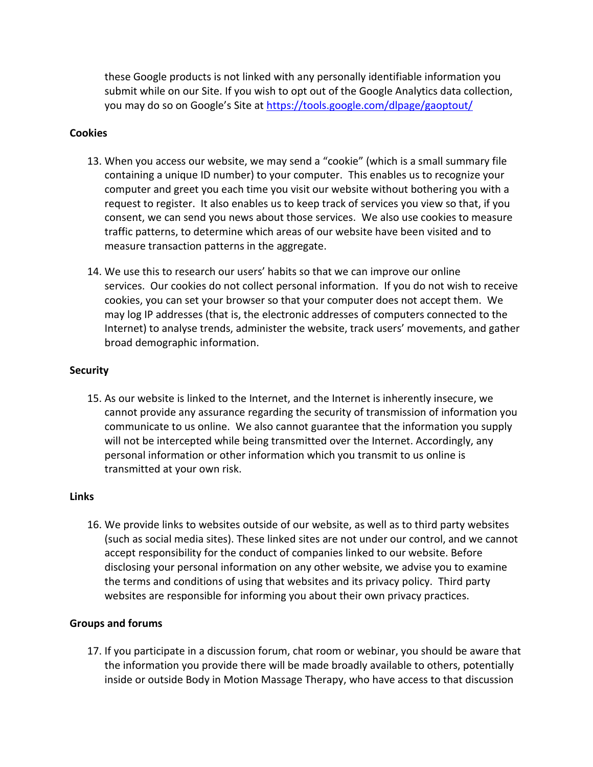these Google products is not linked with any personally identifiable information you submit while on our Site. If you wish to opt out of the Google Analytics data collection, you may do so on Google's Site at [https://tools.google.com/dlpage/gaoptout/](https://tools.google.com/dlpage/gaoptout/)

**Cookies**

13. When you access our website, we may send a "cookie" (which is a small summary file containing a unique ID number) to your computer. This enables us to recognize your computer and greet you each time you visit our website without bothering you with a request to register. It also enables us to keep track of services you view so that, if you consent, we can send you news about those services. We also use cookies to measure traffic patterns, to determine which areas of our website have been visited and to measure transaction patterns in the aggregate.

14. We use this to research our users' habits so that we can improve our online services. Our cookies do not collect personal information. If you do not wish to receive cookies, you can set your browser so that your computer does not accept them. We may log IP addresses (that is, the electronic addresses of computers connected to the Internet) to analyse trends, administer the website, track users' movements, and gather broad demographic information.

**Security**

15. As our website is linked to the Internet, and the Internet is inherently insecure, we cannot provide any assurance regarding the security of transmission of information you communicate to us online. We also cannot guarantee that the information you supply will not be intercepted while being transmitted over the Internet. Accordingly, any personal information or other information which you transmit to us online is transmitted at your own risk.

**Links**

16. We provide links to websites outside of our website, as well as to third party websites (such as social media sites). These linked sites are not under our control, and we cannot accept responsibility for the conduct of companies linked to our website. Before disclosing your personal information on any other website, we advise you to examine the terms and conditions of using that websites and its privacy policy. Third party websites are responsible for informing you about their own privacy practices.

**Groups and forums**

17. If you participate in a discussion forum, chat room or webinar, you should be aware that the information you provide there will be made broadly available to others, potentially inside or outside Body in Motion Massage Therapy, who have access to that discussion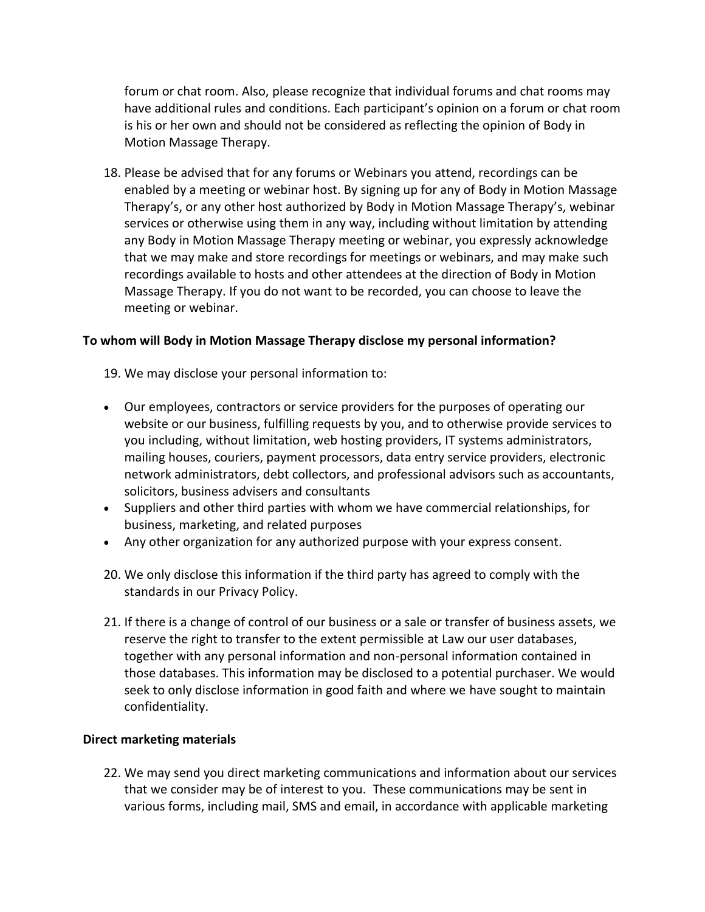forum or chat room. Also, please recognize that individual forums and chat rooms may have additional rules and conditions. Each participant's opinion on a forum or chat room is his or her own and should not be considered as reflecting the opinion of Body in Motion Massage Therapy.

18. Please be advised that for any forums or Webinars you attend, recordings can be enabled by a meeting or webinar host. By signing up for any of Body in Motion Massage Therapy's, or any other host authorized by Body in Motion Massage Therapy's, webinar services or otherwise using them in any way, including without limitation by attending any Body in Motion Massage Therapy meeting or webinar, you expressly acknowledge that we may make and store recordings for meetings or webinars, and may make such recordings available to hosts and other attendees at the direction of Body in Motion Massage Therapy. If you do not want to be recorded, you can choose to leave the meeting or webinar.

**To whom will Body in Motion Massage Therapy disclose my personal information?**

19. We may disclose your personal information to:

- Our employees, contractors or service providers for the purposes of operating our website or our business, fulfilling requests by you, and to otherwise provide services to you including, without limitation, web hosting providers, IT systems administrators, mailing houses, couriers, payment processors, data entry service providers, electronic network administrators, debt collectors, and professional advisors such as accountants, solicitors, business advisers and consultants
- Suppliers and other third parties with whom we have commercial relationships, for business, marketing, and related purposes
- Any other organization for any authorized purpose with your express consent.

20. We only disclose this information if the third party has agreed to comply with the standards in our Privacy Policy.

21. If there is a change of control of our business or a sale or transfer of business assets, we reserve the right to transfer to the extent permissible at Law our user databases, together with any personal information and non-personal information contained in those databases. This information may be disclosed to a potential purchaser. We would seek to only disclose information in good faith and where we have sought to maintain confidentiality.

**Direct marketing materials**

22. We may send you direct marketing communications and information about our services that we consider may be of interest to you. These communications may be sent in various forms, including mail, SMS and email, in accordance with applicable marketing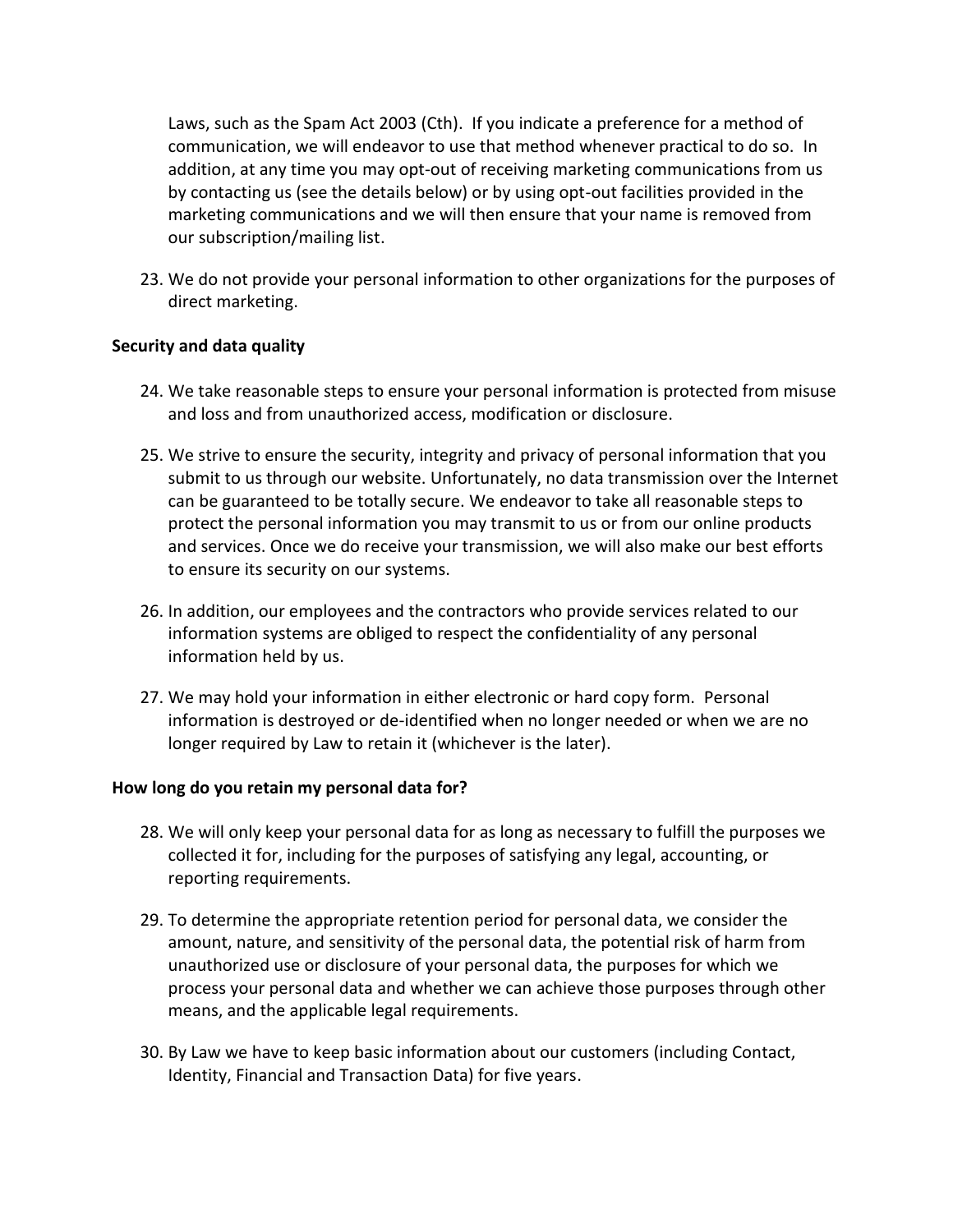Laws, such as the Spam Act 2003 (Cth). If you indicate a preference for a method of communication, we will endeavor to use that method whenever practical to do so. In addition, at any time you may opt-out of receiving marketing communications from us by contacting us (see the details below) or by using opt-out facilities provided in the marketing communications and we will then ensure that your name is removed from our subscription/mailing list.

23. We do not provide your personal information to other organizations for the purposes of direct marketing.

**Security and data quality**

24. We take reasonable steps to ensure your personal information is protected from misuse and loss and from unauthorized access, modification or disclosure.

25. We strive to ensure the security, integrity and privacy of personal information that you submit to us through our website. Unfortunately, no data transmission over the Internet can be guaranteed to be totally secure. We endeavor to take all reasonable steps to protect the personal information you may transmit to us or from our online products and services. Once we do receive your transmission, we will also make our best efforts to ensure its security on our systems.

26. In addition, our employees and the contractors who provide services related to our information systems are obliged to respect the confidentiality of any personal information held by us.

27. We may hold your information in either electronic or hard copy form. Personal information is destroyed or de-identified when no longer needed or when we are no longer required by Law to retain it (whichever is the later).

**How long do you retain my personal data for?**

28. We will only keep your personal data for as long as necessary to fulfill the purposes we collected it for, including for the purposes of satisfying any legal, accounting, or reporting requirements.

29. To determine the appropriate retention period for personal data, we consider the amount, nature, and sensitivity of the personal data, the potential risk of harm from unauthorized use or disclosure of your personal data, the purposes for which we process your personal data and whether we can achieve those purposes through other means, and the applicable legal requirements.

30. By Law we have to keep basic information about our customers (including Contact, Identity, Financial and Transaction Data) for five years.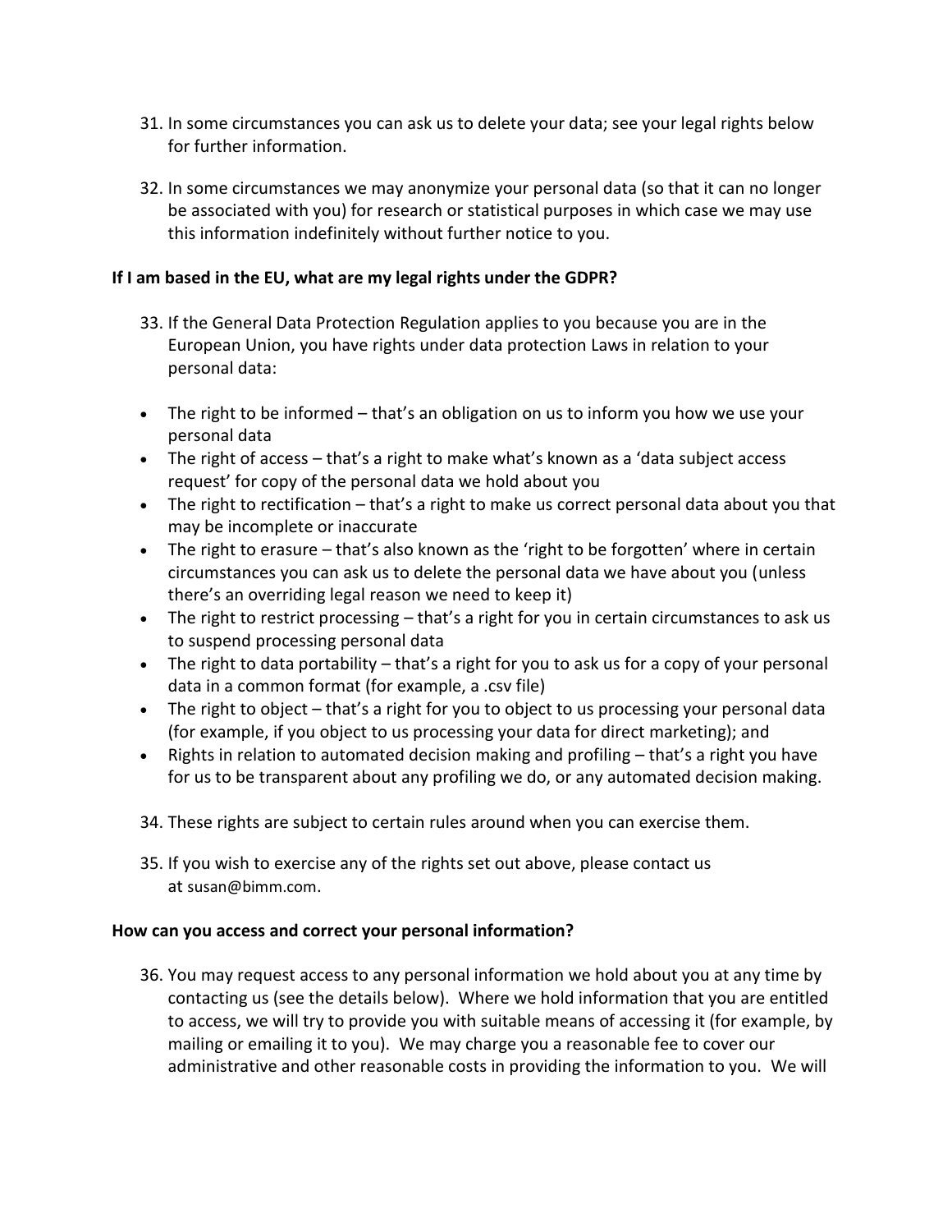31. In some circumstances you can ask us to delete your data; see your legal rights below for further information.

32. In some circumstances we may anonymize your personal data (so that it can no longer be associated with you) for research or statistical purposes in which case we may use this information indefinitely without further notice to you.

**If I am based in the EU, what are my legal rights under the GDPR?**

33. If the General Data Protection Regulation applies to you because you are in the European Union, you have rights under data protection Laws in relation to your personal data:

- The right to be informed – that's an obligation on us to inform you how we use your personal data
- The right of access – that's a right to make what's known as a 'data subject access request' for copy of the personal data we hold about you
- The right to rectification – that's a right to make us correct personal data about you that may be incomplete or inaccurate
- The right to erasure – that's also known as the 'right to be forgotten' where in certain circumstances you can ask us to delete the personal data we have about you (unless there's an overriding legal reason we need to keep it)
- The right to restrict processing – that's a right for you in certain circumstances to ask us to suspend processing personal data
- The right to data portability – that's a right for you to ask us for a copy of your personal data in a common format (for example, a .csv file)
- The right to object – that's a right for you to object to us processing your personal data (for example, if you object to us processing your data for direct marketing); and
- Rights in relation to automated decision making and profiling – that's a right you have for us to be transparent about any profiling we do, or any automated decision making.

34. These rights are subject to certain rules around when you can exercise them.

35. If you wish to exercise any of the rights set out above, please contact us at susan@bimm.com.

**How can you access and correct your personal information?**

36. You may request access to any personal information we hold about you at any time by contacting us (see the details below). Where we hold information that you are entitled to access, we will try to provide you with suitable means of accessing it (for example, by mailing or emailing it to you). We may charge you a reasonable fee to cover our administrative and other reasonable costs in providing the information to you. We will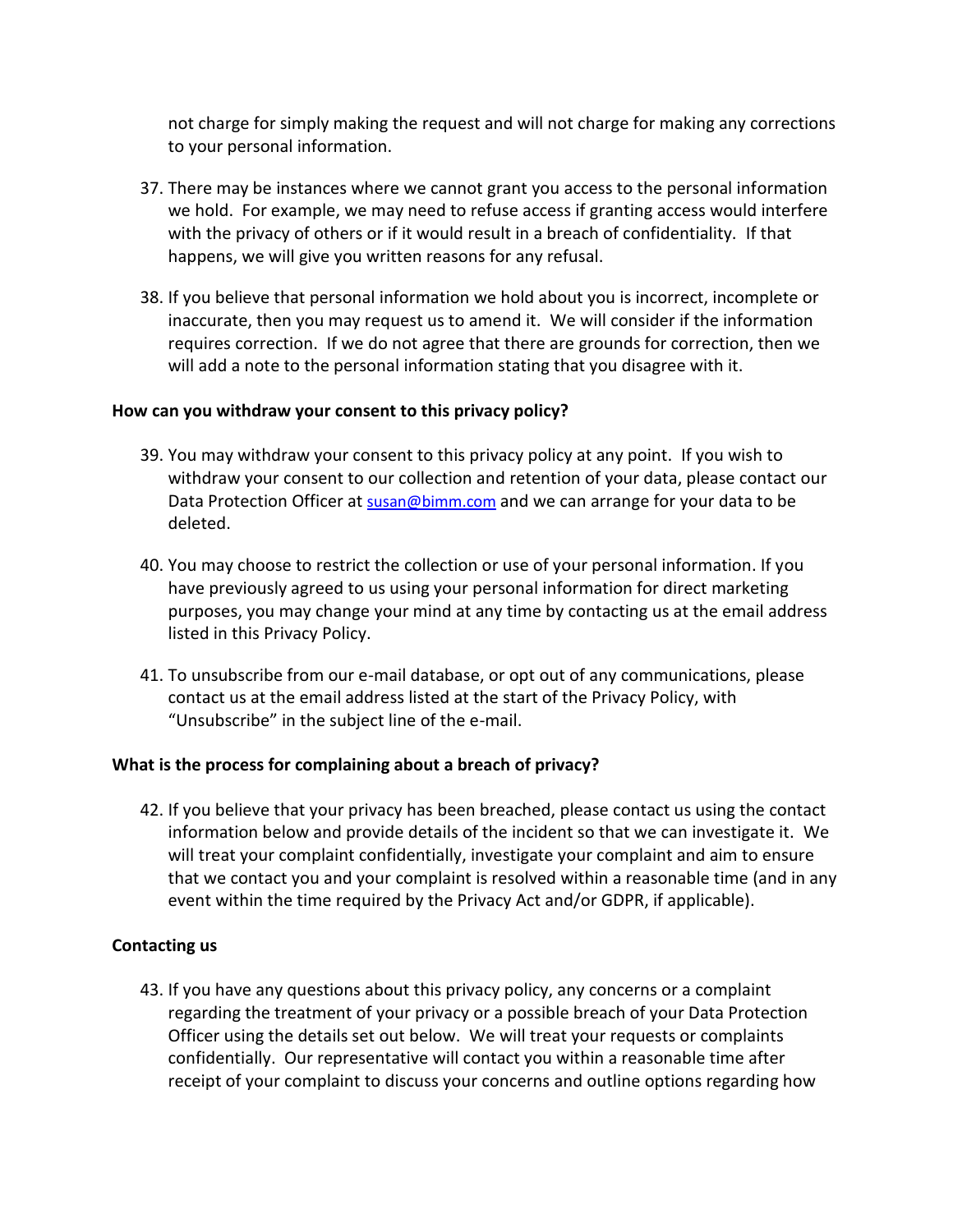not charge for simply making the request and will not charge for making any corrections to your personal information.

37. There may be instances where we cannot grant you access to the personal information we hold. For example, we may need to refuse access if granting access would interfere with the privacy of others or if it would result in a breach of confidentiality. If that happens, we will give you written reasons for any refusal.

38. If you believe that personal information we hold about you is incorrect, incomplete or inaccurate, then you may request us to amend it. We will consider if the information requires correction. If we do not agree that there are grounds for correction, then we will add a note to the personal information stating that you disagree with it.

**How can you withdraw your consent to this privacy policy?**

39. You may withdraw your consent to this privacy policy at any point. If you wish to withdraw your consent to our collection and retention of your data, please contact our Data Protection Officer at susan@bimm.com and we can arrange for your data to be deleted.

40. You may choose to restrict the collection or use of your personal information. If you have previously agreed to us using your personal information for direct marketing purposes, you may change your mind at any time by contacting us at the email address listed in this Privacy Policy.

41. To unsubscribe from our e-mail database, or opt out of any communications, please contact us at the email address listed at the start of the Privacy Policy, with "Unsubscribe" in the subject line of the e-mail.

**What is the process for complaining about a breach of privacy?**

42. If you believe that your privacy has been breached, please contact us using the contact information below and provide details of the incident so that we can investigate it. We will treat your complaint confidentially, investigate your complaint and aim to ensure that we contact you and your complaint is resolved within a reasonable time (and in any event within the time required by the Privacy Act and/or GDPR, if applicable).

**Contacting us**

43. If you have any questions about this privacy policy, any concerns or a complaint regarding the treatment of your privacy or a possible breach of your Data Protection Officer using the details set out below. We will treat your requests or complaints confidentially. Our representative will contact you within a reasonable time after receipt of your complaint to discuss your concerns and outline options regarding how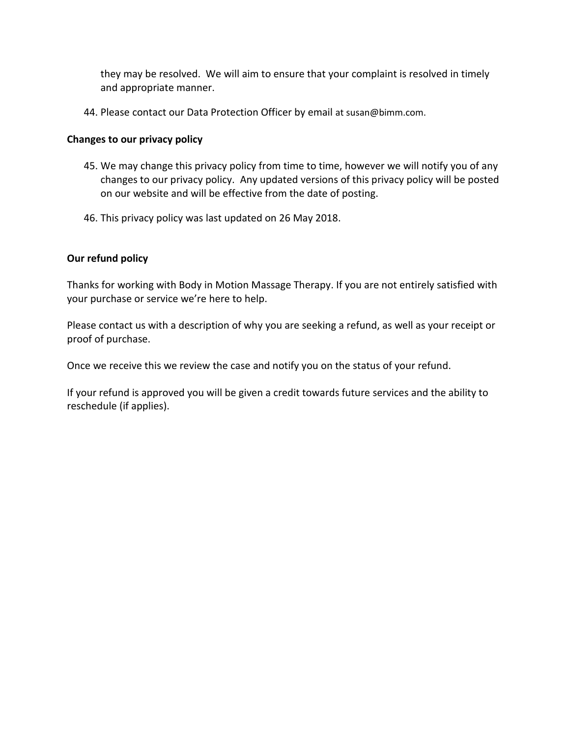they may be resolved. We will aim to ensure that your complaint is resolved in timely and appropriate manner.

44. Please contact our Data Protection Officer by email at susan@bimm.com.

**Changes to our privacy policy**

45. We may change this privacy policy from time to time, however we will notify you of any changes to our privacy policy. Any updated versions of this privacy policy will be posted on our website and will be effective from the date of posting.

46. This privacy policy was last updated on 26 May 2018.

**Our refund policy**

Thanks for working with Body in Motion Massage Therapy. If you are not entirely satisfied with your purchase or service we're here to help.

Please contact us with a description of why you are seeking a refund, as well as your receipt or proof of purchase.

Once we receive this we review the case and notify you on the status of your refund.

If your refund is approved you will be given a credit towards future services and the ability to reschedule (if applies).